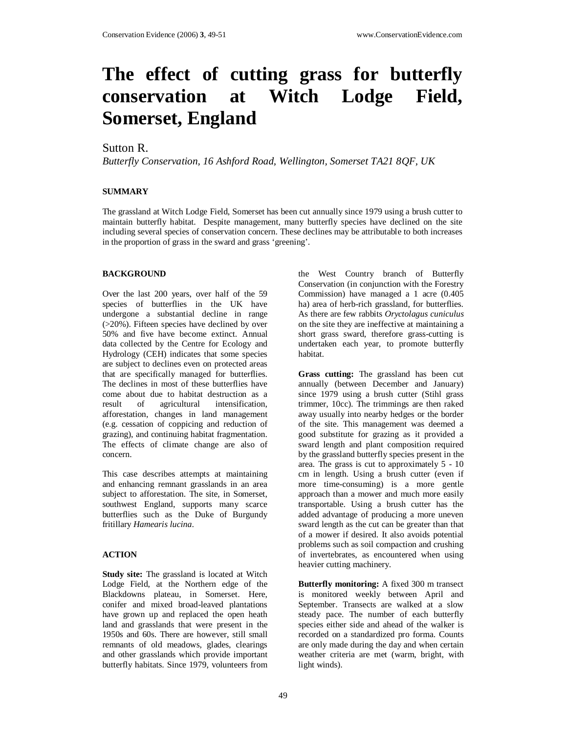# The effect of cutting grass for butterfly conservation at Witch Lodge Field, Somerset, England

Sutton R.

*Butterfly Conservation, 16 Ashford Road, Wellington, Somerset TA21 8QF, UK*

## SUMMARY

The grassland at Witch Lodge Field, Somerset has been cut annually since 1979 using a brush cutter to maintain butterfly habitat. Despite management, many butterfly species have declined on the site including several species of conservation concern. These declines may be attributable to both increases in the proportion of grass in the sward and grass 'greening'.

## BACKGROUND

Over the last 200 years, over half of the 59 species of butterflies in the UK have undergone a substantial decline in range (>20%). Fifteen species have declined by over 50% and five have become extinct. Annual data collected by the Centre for Ecology and Hydrology (CEH) indicates that some species are subject to declines even on protected areas that are specifically managed for butterflies. The declines in most of these butterflies have come about due to habitat destruction as a result of agricultural intensification, afforestation, changes in land management (e.g. cessation of coppicing and reduction of grazing), and continuing habitat fragmentation. The effects of climate change are also of concern.

This case describes attempts at maintaining and enhancing remnant grasslands in an area subject to afforestation. The site, in Somerset, southwest England, supports many scarce butterflies such as the Duke of Burgundy fritillary *Hamearis lucina*.

## ACTION

**Study site:** The grassland is located at Witch Lodge Field, at the Northern edge of the Blackdowns plateau, in Somerset. Here, conifer and mixed broad-leaved plantations have grown up and replaced the open heath land and grasslands that were present in the 1950s and 60s. There are however, still small remnants of old meadows, glades, clearings and other grasslands which provide important butterfly habitats. Since 1979, volunteers from the West Country branch of Butterfly Conservation (in conjunction with the Forestry Commission) have managed a 1 acre (0.405 ha) area of herb-rich grassland, for butterflies. As there are few rabbits *Oryctolagus cuniculus* on the site they are ineffective at maintaining a short grass sward, therefore grass-cutting is undertaken each year, to promote butterfly habitat.

**Grass cutting:** The grassland has been cut annually (between December and January) since 1979 using a brush cutter (Stihl grass trimmer, 10cc). The trimmings are then raked away usually into nearby hedges or the border of the site. This management was deemed a good substitute for grazing as it provided a sward length and plant composition required by the grassland butterfly species present in the area. The grass is cut to approximately 5 - 10 cm in length. Using a brush cutter (even if more time-consuming) is a more gentle approach than a mower and much more easily transportable. Using a brush cutter has the added advantage of producing a more uneven sward length as the cut can be greater than that of a mower if desired. It also avoids potential problems such as soil compaction and crushing of invertebrates, as encountered when using heavier cutting machinery.

**Butterfly monitoring:** A fixed 300 m transect is monitored weekly between April and September. Transects are walked at a slow steady pace. The number of each butterfly species either side and ahead of the walker is recorded on a standardized pro forma. Counts are only made during the day and when certain weather criteria are met (warm, bright, with light winds).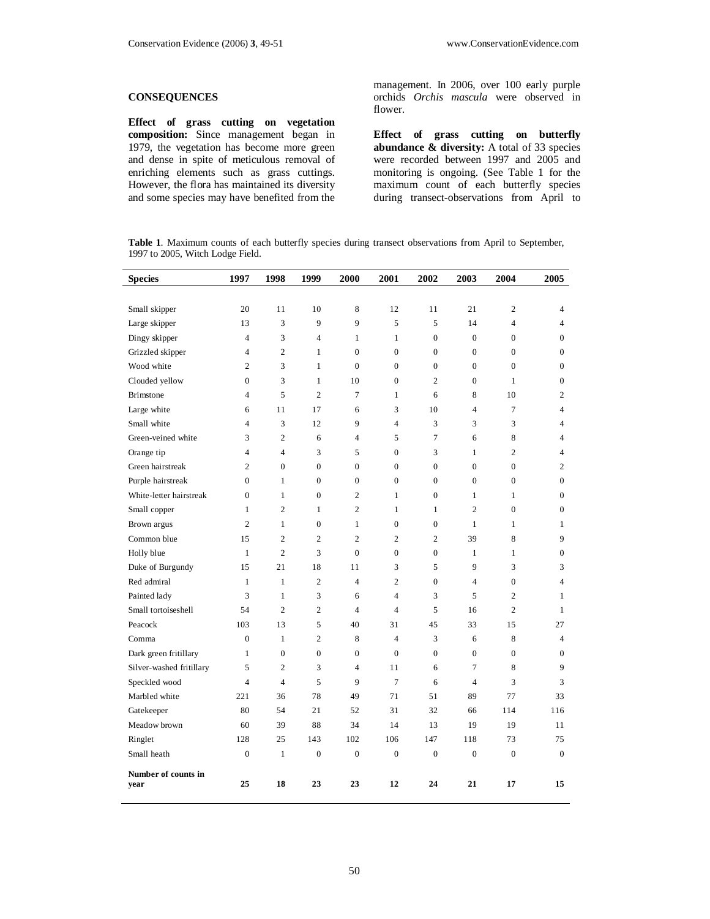## CONSEQUENCES

**Effect of grass cutting on vegetation composition:** Since management began in 1979, the vegetation has become more green and dense in spite of meticulous removal of enriching elements such as grass cuttings. However, the flora has maintained its diversity and some species may have benefited from the management. In 2006, over 100 early purple orchids *Orchis mascula* were observed in flower.

**Effect of grass cutting on butterfly abundance & diversity:** A total of 33 species were recorded between 1997 and 2005 and monitoring is ongoing. (See Table 1 for the maximum count of each butterfly species during transect-observations from April to

**Table 1**. Maximum counts of each butterfly species during transect observations from April to September, 1997 to 2005, Witch Lodge Field.

| Species | 1997 | 1998 | 1999 | 2000 | 2001 | 2002 | 2003 | 2004 | 2005 |
|---|---|---|---|---|---|---|---|---|---|
| Small skipper | 20 | 11 | 10 | 8 | 12 | 11 | 21 | 2 | 4 |
| Large skipper | 13 | 3 | 9 | 9 | 5 | 5 | 14 | 4 | 4 |
| Dingy skipper | 4 | 3 | 4 | 1 | 1 | 0 | 0 | 0 | 0 |
| Grizzled skipper | 4 | 2 | 1 | 0 | 0 | 0 | 0 | 0 | 0 |
| Wood white | 2 | 3 | 1 | 0 | 0 | 0 | 0 | 0 | 0 |
| Clouded yellow | 0 | 3 | 1 | 10 | 0 | 2 | 0 | 1 | 0 |
| Brimstone | 4 | 5 | 2 | 7 | 1 | 6 | 8 | 10 | 2 |
| Large white | 6 | 11 | 17 | 6 | 3 | 10 | 4 | 7 | 4 |
| Small white | 4 | 3 | 12 | 9 | 4 | 3 | 3 | 3 | 4 |
| Green-veined white | 3 | 2 | 6 | 4 | 5 | 7 | 6 | 8 | 4 |
| Orange tip | 4 | 4 | 3 | 5 | 0 | 3 | 1 | 2 | 4 |
| Green hairstreak | 2 | 0 | 0 | 0 | 0 | 0 | 0 | 0 | 2 |
| Purple hairstreak | 0 | 1 | 0 | 0 | 0 | 0 | 0 | 0 | 0 |
| White-letter hairstreak | 0 | 1 | 0 | 2 | 1 | 0 | 1 | 1 | 0 |
| Small copper | 1 | 2 | 1 | 2 | 1 | 1 | 2 | 0 | 0 |
| Brown argus | 2 | 1 | 0 | 1 | 0 | 0 | 1 | 1 | 1 |
| Common blue | 15 | 2 | 2 | 2 | 2 | 2 | 39 | 8 | 9 |
| Holly blue | 1 | 2 | 3 | 0 | 0 | 0 | 1 | 1 | 0 |
| Duke of Burgundy | 15 | 21 | 18 | 11 | 3 | 5 | 9 | 3 | 3 |
| Red admiral | 1 | 1 | 2 | 4 | 2 | 0 | 4 | 0 | 4 |
| Painted lady | 3 | 1 | 3 | 6 | 4 | 3 | 5 | 2 | 1 |
| Small tortoiseshell | 54 | 2 | 2 | 4 | 4 | 5 | 16 | 2 | 1 |
| Peacock | 103 | 13 | 5 | 40 | 31 | 45 | 33 | 15 | 27 |
| Comma | 0 | 1 | 2 | 8 | 4 | 3 | 6 | 8 | 4 |
| Dark green fritillary | 1 | 0 | 0 | 0 | 0 | 0 | 0 | 0 | 0 |
| Silver-washed fritillary | 5 | 2 | 3 | 4 | 11 | 6 | 7 | 8 | 9 |
| Speckled wood | 4 | 4 | 5 | 9 | 7 | 6 | 4 | 3 | 3 |
| Marbled white | 221 | 36 | 78 | 49 | 71 | 51 | 89 | 77 | 33 |
| Gatekeeper | 80 | 54 | 21 | 52 | 31 | 32 | 66 | 114 | 116 |
| Meadow brown | 60 | 39 | 88 | 34 | 14 | 13 | 19 | 19 | 11 |
| Ringlet | 128 | 25 | 143 | 102 | 106 | 147 | 118 | 73 | 75 |
| Small heath | 0 | 1 | 0 | 0 | 0 | 0 | 0 | 0 | 0 |
| **Number of counts in year** | **25** | **18** | **23** | **23** | **12** | **24** | **21** | **17** | **15** |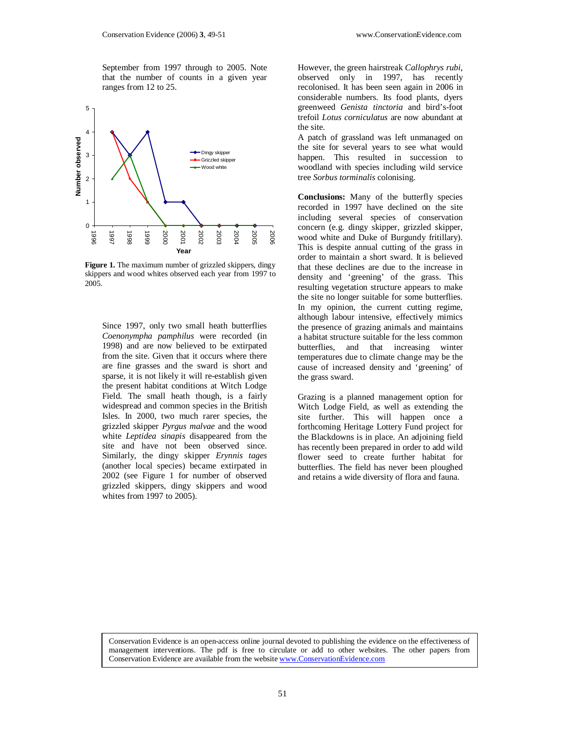September from 1997 through to 2005. Note that the number of counts in a given year ranges from 12 to 25.

Number observed

5
4
3
2
1
0

1996 1997 1998 1999 2000 2001 2002 2003 2004 2005 2006

Year

Dingy skipper
Grizzled skipper
Wood white

**Figure 1.** The maximum number of grizzled skippers, dingy skippers and wood whites observed each year from 1997 to 2005.

Since 1997, only two small heath butterflies *Coenonympha pamphilus* were recorded (in 1998) and are now believed to be extirpated from the site. Given that it occurs where there are fine grasses and the sward is short and sparse, it is not likely it will re-establish given the present habitat conditions at Witch Lodge Field. The small heath though, is a fairly widespread and common species in the British Isles. In 2000, two much rarer species, the grizzled skipper *Pyrgus malvae* and the wood white *Leptidea sinapis* disappeared from the site and have not been observed since. Similarly, the dingy skipper *Erynnis tages* (another local species) became extirpated in 2002 (see Figure 1 for number of observed grizzled skippers, dingy skippers and wood whites from 1997 to 2005).

However, the green hairstreak *Callophrys rubi*, observed only in 1997, has recently recolonised. It has been seen again in 2006 in considerable numbers. Its food plants, dyers greenweed *Genista tinctoria* and bird's-foot trefoil *Lotus corniculatus* are now abundant at the site.

A patch of grassland was left unmanaged on the site for several years to see what would happen. This resulted in succession to woodland with species including wild service tree *Sorbus torminalis* colonising.

**Conclusions:** Many of the butterfly species recorded in 1997 have declined on the site including several species of conservation concern (e.g. dingy skipper, grizzled skipper, wood white and Duke of Burgundy fritillary). This is despite annual cutting of the grass in order to maintain a short sward. It is believed that these declines are due to the increase in density and 'greening' of the grass. This resulting vegetation structure appears to make the site no longer suitable for some butterflies. In my opinion, the current cutting regime, although labour intensive, effectively mimics the presence of grazing animals and maintains a habitat structure suitable for the less common butterflies, and that increasing winter temperatures due to climate change may be the cause of increased density and 'greening' of the grass sward.

Grazing is a planned management option for Witch Lodge Field, as well as extending the site further. This will happen once a forthcoming Heritage Lottery Fund project for the Blackdowns is in place. An adjoining field has recently been prepared in order to add wild flower seed to create further habitat for butterflies. The field has never been ploughed and retains a wide diversity of flora and fauna.

Conservation Evidence is an open-access online journal devoted to publishing the evidence on the effectiveness of management interventions. The pdf is free to circulate or add to other websites. The other papers from Conservation Evidence are available from the website www.ConservationEvidence.com